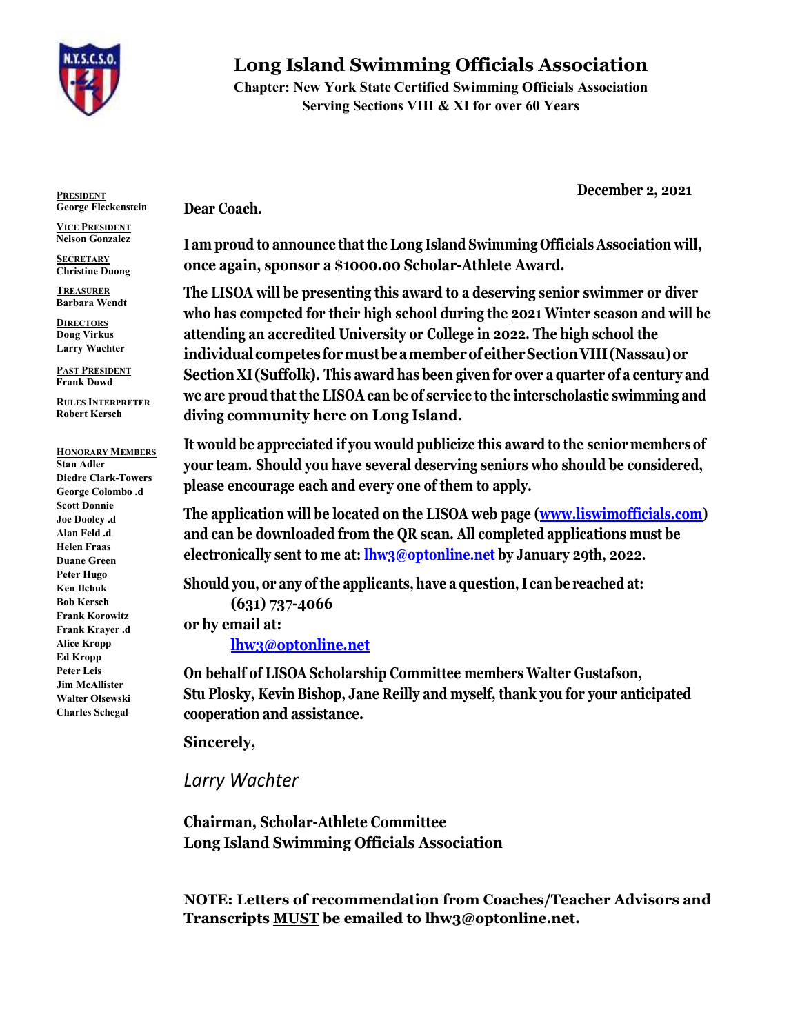# Long Island Swimming Officials Association

**Chapter: New York State Certified Swimming Officials Association**
**Serving Sections VIII & XI for over 60 Years**

**PRESIDENT**
George Fleckenstein

**VICE PRESIDENT**
Nelson Gonzalez

**SECRETARY**
Christine Duong

**TREASURER**
Barbara Wendt

**DIRECTORS**
Doug Virkus
Larry Wachter

**PAST PRESIDENT**
Frank Dowd

**RULES INTERPRETER**
Robert Kersch

**HONORARY MEMBERS**
Stan Adler
Diedre Clark-Towers
George Colombo .d
Scott Donnie
Joe Dooley .d
Alan Feld .d
Helen Fraas
Duane Green
Peter Hugo
Ken Ilchuk
Bob Kersch
Frank Korowitz
Frank Krayer .d
Alice Kropp
Ed Kropp
Peter Leis
Jim McAllister
Walter Olsewski
Charles Schegal

**December 2, 2021**

**Dear Coach.**

**I am proud to announce that the Long Island Swimming Officials Association will, once again, sponsor a $1000.00 Scholar-Athlete Award.**

**The LISOA will be presenting this award to a deserving senior swimmer or diver who has competed for their high school during the 2021 Winter season and will be attending an accredited University or College in 2022. The high school the individual competes for must be a member of either Section VIII (Nassau) or Section XI (Suffolk). This award has been given for over a quarter of a century and we are proud that the LISOA can be of service to the interscholastic swimming and diving community here on Long Island.**

**It would be appreciated if you would publicize this award to the senior members of your team. Should you have several deserving seniors who should be considered, please encourage each and every one of them to apply.**

**The application will be located on the LISOA web page (www.liswimofficials.com) and can be downloaded from the QR scan. All completed applications must be electronically sent to me at: lhw3@optonline.net by January 29th, 2022.**

**Should you, or any of the applicants, have a question, I can be reached at:**
**(631) 737-4066**
**or by email at:**
**lhw3@optonline.net**

**On behalf of LISOA Scholarship Committee members Walter Gustafson, Stu Plosky, Kevin Bishop, Jane Reilly and myself, thank you for your anticipated cooperation and assistance.**

**Sincerely,**

*Larry Wachter*

**Chairman, Scholar-Athlete Committee**
**Long Island Swimming Officials Association**

**NOTE: Letters of recommendation from Coaches/Teacher Advisors and Transcripts MUST be emailed to lhw3@optonline.net.**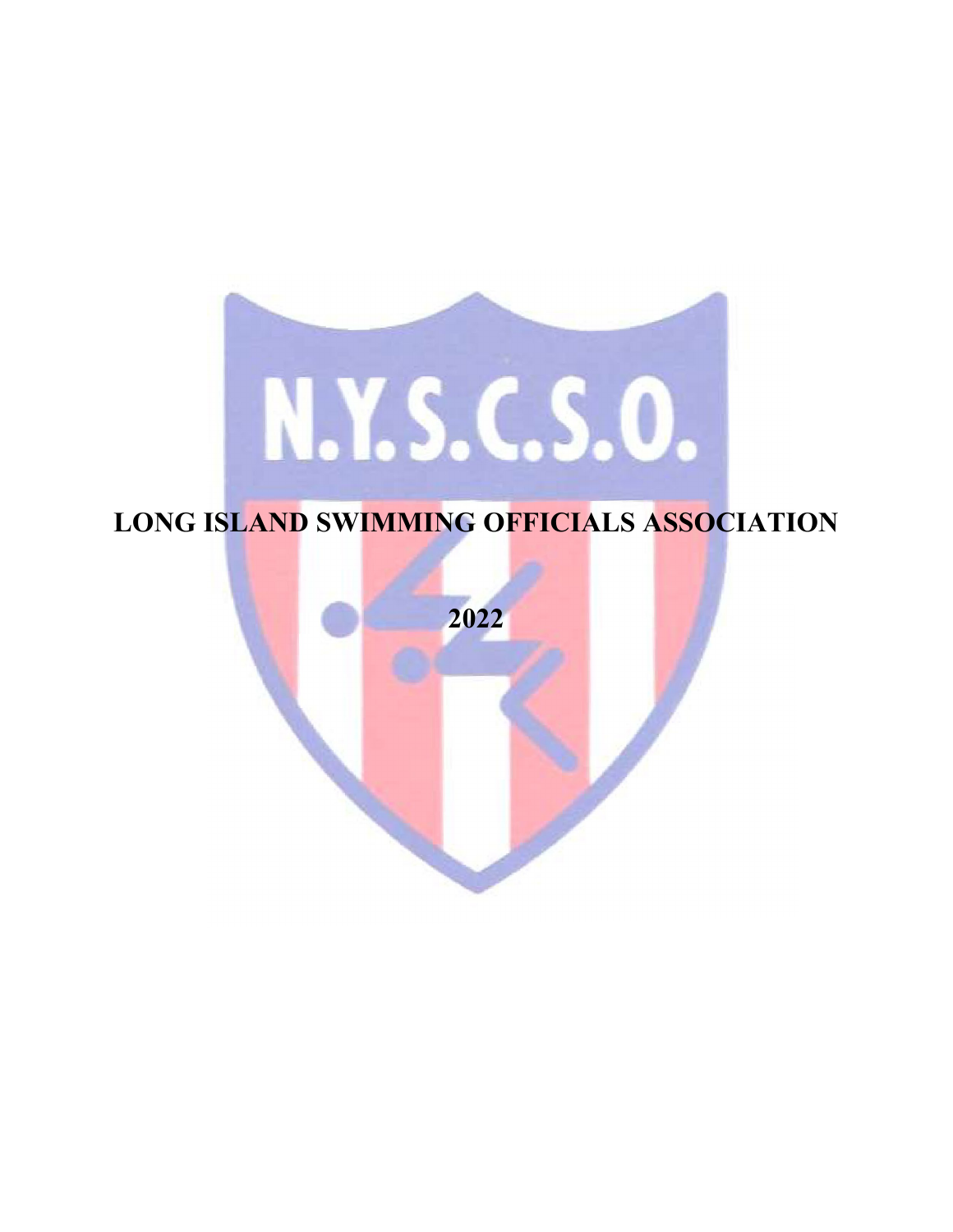# LONG ISLAND SWIMMING OFFICIALS ASSOCIATION

**2022**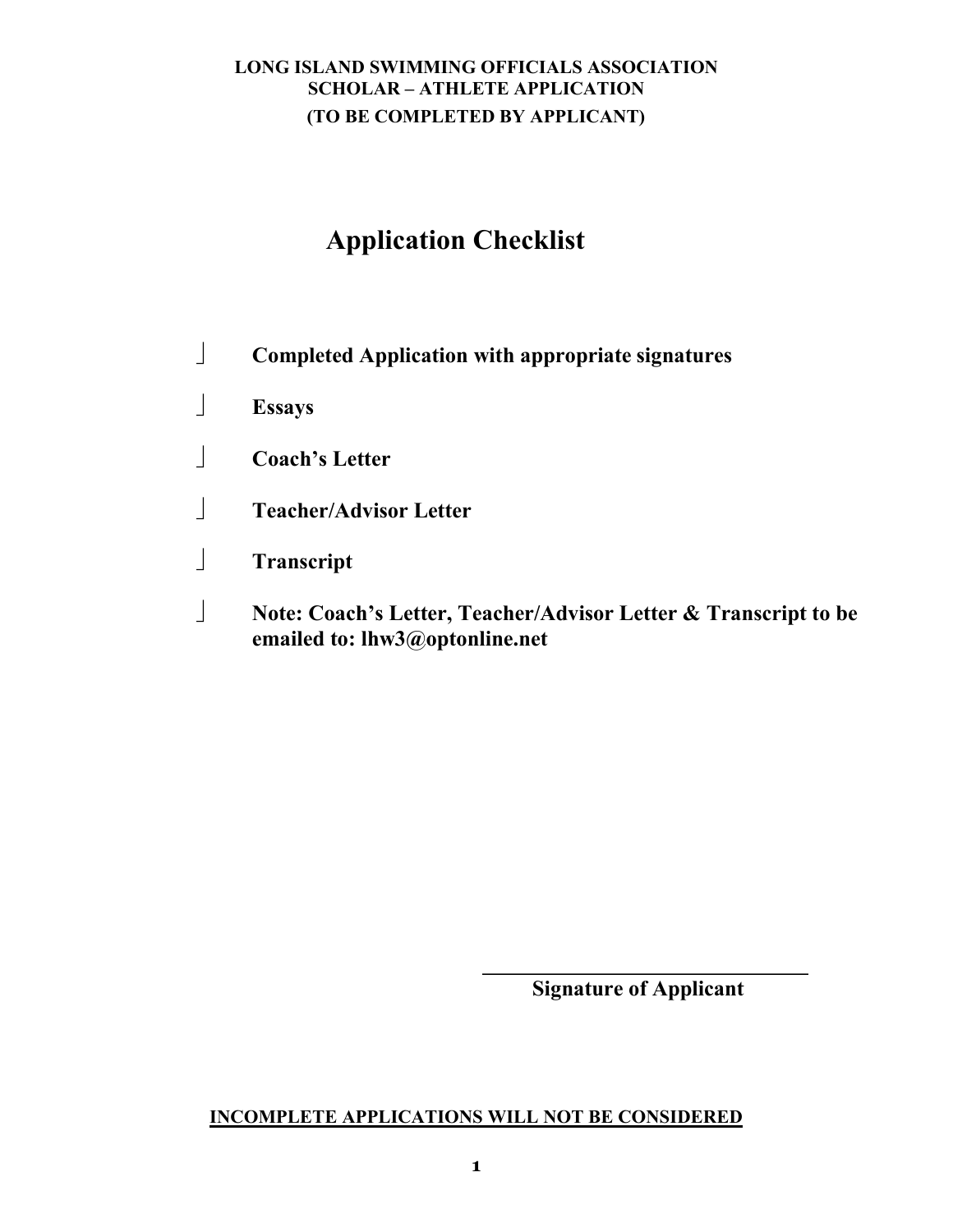**LONG ISLAND SWIMMING OFFICIALS ASSOCIATION**
**SCHOLAR – ATHLETE APPLICATION**
**(TO BE COMPLETED BY APPLICANT)**

# Application Checklist

- [ ] **Completed Application with appropriate signatures**
- [ ] **Essays**
- [ ] **Coach's Letter**
- [ ] **Teacher/Advisor Letter**
- [ ] **Transcript**
- [ ] **Note: Coach's Letter, Teacher/Advisor Letter & Transcript to be emailed to: lhw3@optonline.net**

\_\_\_\_\_\_\_\_\_\_\_\_\_\_\_\_\_\_\_\_\_\_\_\_\_\_\_\_\_\_\_\_

**Signature of Applicant**

**<u>INCOMPLETE APPLICATIONS WILL NOT BE CONSIDERED</u>**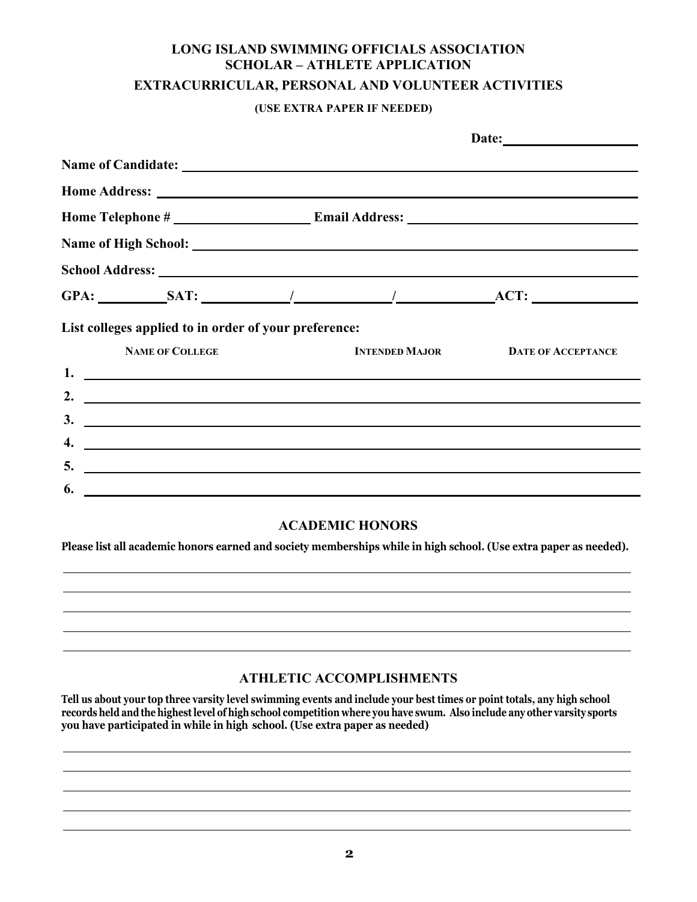# LONG ISLAND SWIMMING OFFICIALS ASSOCIATION
## SCHOLAR – ATHLETE APPLICATION
### EXTRACURRICULAR, PERSONAL AND VOLUNTEER ACTIVITIES

**(USE EXTRA PAPER IF NEEDED)**

**Date:** ____________________

**Name of Candidate:** ____________________________________________________________

**Home Address:** ____________________________________________________________

**Home Telephone #** ____________________ **Email Address:** ________________________________

**Name of High School:** ____________________________________________________________

**School Address:** ____________________________________________________________

**GPA:** __________ **SAT:** ____________ / ______________ / ______________ **ACT:** ______________

**List colleges applied to in order of your preference:**

| | NAME OF COLLEGE | INTENDED MAJOR | DATE OF ACCEPTANCE |
|---|---|---|---|
| 1. | | | |
| 2. | | | |
| 3. | | | |
| 4. | | | |
| 5. | | | |
| 6. | | | |

## ACADEMIC HONORS

**Please list all academic honors earned and society memberships while in high school. (Use extra paper as needed).**

______________________________________________________________________

______________________________________________________________________

______________________________________________________________________

______________________________________________________________________

## ATHLETIC ACCOMPLISHMENTS

**Tell us about your top three varsity level swimming events and include your best times or point totals, any high school records held and the highest level of high school competition where you have swum. Also include any other varsity sports you have participated in while in high school. (Use extra paper as needed)**

______________________________________________________________________

______________________________________________________________________

______________________________________________________________________

______________________________________________________________________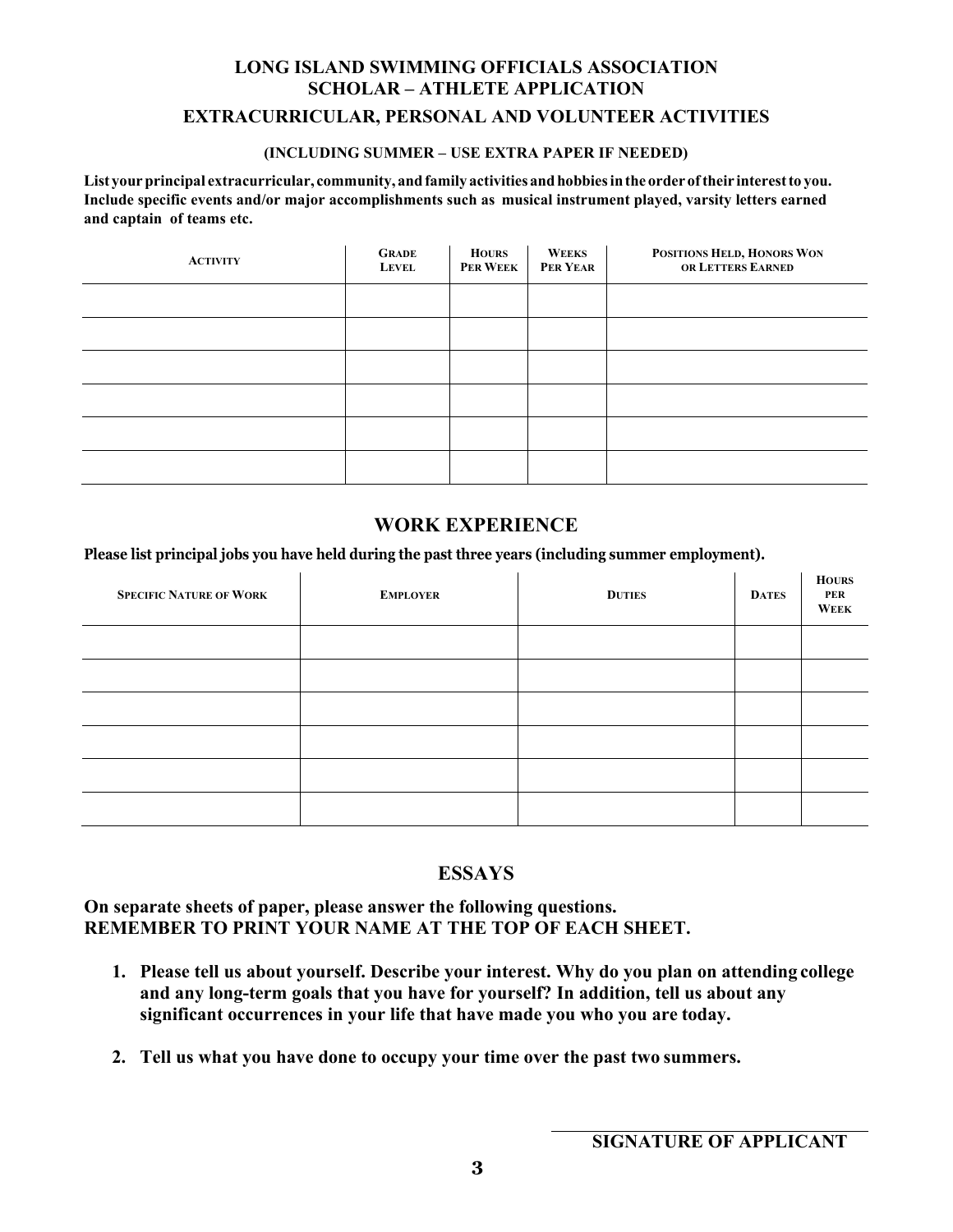# LONG ISLAND SWIMMING OFFICIALS ASSOCIATION
# SCHOLAR – ATHLETE APPLICATION

## EXTRACURRICULAR, PERSONAL AND VOLUNTEER ACTIVITIES

**(INCLUDING SUMMER – USE EXTRA PAPER IF NEEDED)**

**List your principal extracurricular, community, and family activities and hobbies in the order of their interest to you. Include specific events and/or major accomplishments such as musical instrument played, varsity letters earned and captain of teams etc.**

| ACTIVITY | GRADE LEVEL | HOURS PER WEEK | WEEKS PER YEAR | POSITIONS HELD, HONORS WON OR LETTERS EARNED |
|---|---|---|---|---|
| | | | | |
| | | | | |
| | | | | |
| | | | | |
| | | | | |
| | | | | |

## WORK EXPERIENCE

**Please list principal jobs you have held during the past three years (including summer employment).**

| SPECIFIC NATURE OF WORK | EMPLOYER | DUTIES | DATES | HOURS PER WEEK |
|---|---|---|---|---|
| | | | | |
| | | | | |
| | | | | |
| | | | | |
| | | | | |
| | | | | |

## ESSAYS

**On separate sheets of paper, please answer the following questions.**
**REMEMBER TO PRINT YOUR NAME AT THE TOP OF EACH SHEET.**

1. **Please tell us about yourself. Describe your interest. Why do you plan on attending college and any long-term goals that you have for yourself? In addition, tell us about any significant occurrences in your life that have made you who you are today.**

2. **Tell us what you have done to occupy your time over the past two summers.**

\_\_\_\_\_\_\_\_\_\_\_\_\_\_\_\_\_\_\_\_\_\_\_\_\_\_\_\_\_\_

**SIGNATURE OF APPLICANT**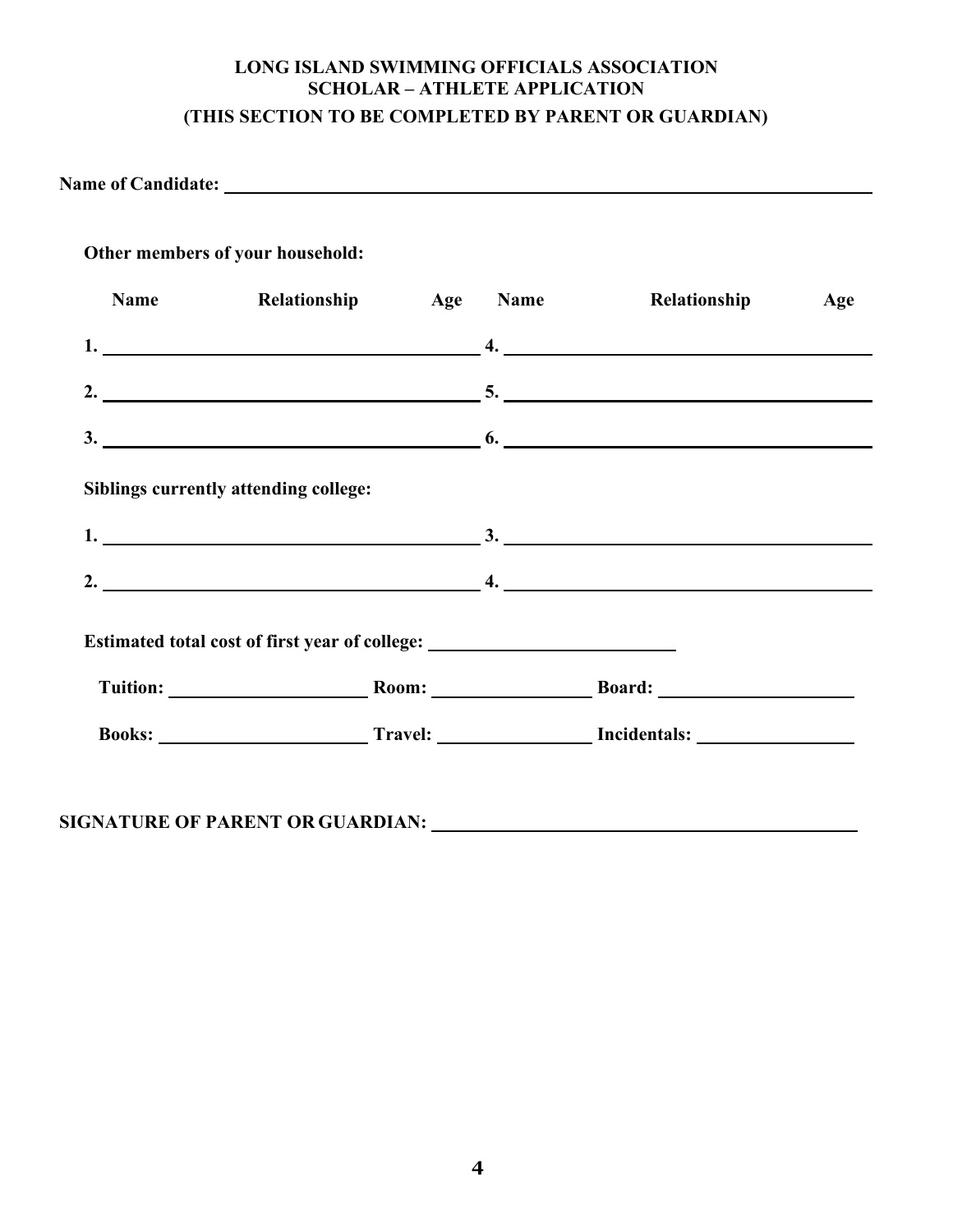**LONG ISLAND SWIMMING OFFICIALS ASSOCIATION**
**SCHOLAR – ATHLETE APPLICATION**
**(THIS SECTION TO BE COMPLETED BY PARENT OR GUARDIAN)**

**Name of Candidate:** ______________________________________________

**Other members of your household:**

| Name | Relationship | Age | Name | Relationship | Age |
|---|---|---|---|---|---|
| 1. | | | 4. | | |
| 2. | | | 5. | | |
| 3. | | | 6. | | |

**Siblings currently attending college:**

1. ______________________________ 3. ______________________________

2. ______________________________ 4. ______________________________

**Estimated total cost of first year of college:** ____________________

**Tuition:** ______________ **Room:** ______________ **Board:** ______________

**Books:** ______________ **Travel:** ______________ **Incidentals:** ______________

**SIGNATURE OF PARENT OR GUARDIAN:** ______________________________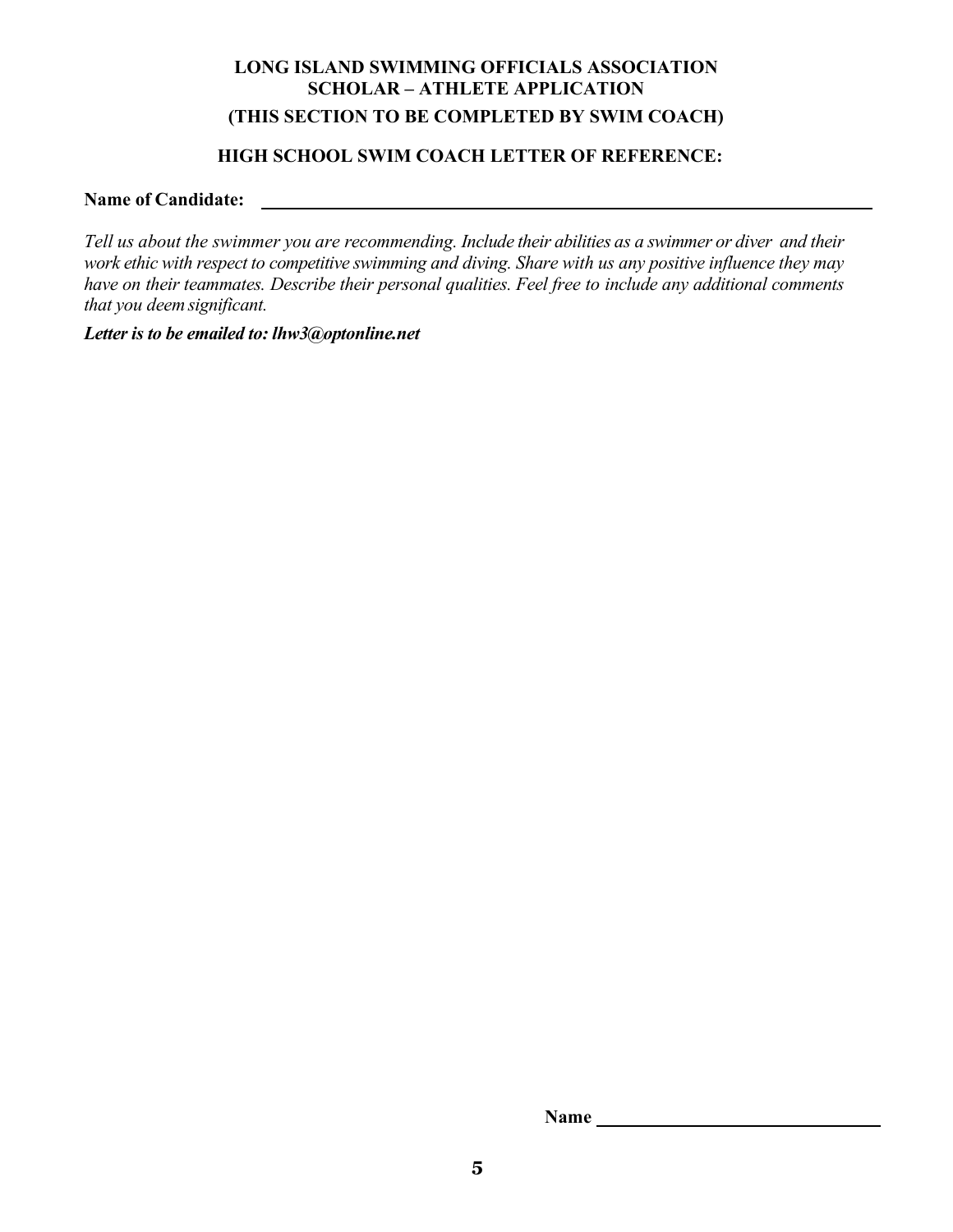**LONG ISLAND SWIMMING OFFICIALS ASSOCIATION**
**SCHOLAR – ATHLETE APPLICATION**
**(THIS SECTION TO BE COMPLETED BY SWIM COACH)**

**HIGH SCHOOL SWIM COACH LETTER OF REFERENCE:**

**Name of Candidate:** ______________________________________________________________

*Tell us about the swimmer you are recommending. Include their abilities as a swimmer or diver and their work ethic with respect to competitive swimming and diving. Share with us any positive influence they may have on their teammates. Describe their personal qualities. Feel free to include any additional comments that you deem significant.*

***Letter is to be emailed to: lhw3@optonline.net***

**Name** ______________________________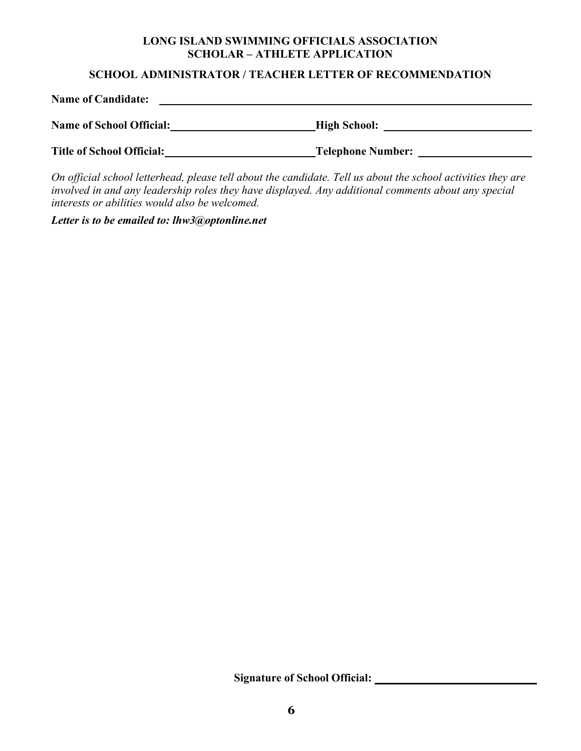**LONG ISLAND SWIMMING OFFICIALS ASSOCIATION**
**SCHOLAR – ATHLETE APPLICATION**

**SCHOOL ADMINISTRATOR / TEACHER LETTER OF RECOMMENDATION**

**Name of Candidate:** ______________________________________________

**Name of School Official:** ____________________ **High School:** ____________________

**Title of School Official:** ____________________ **Telephone Number:** ____________________

*On official school letterhead, please tell about the candidate. Tell us about the school activities they are involved in and any leadership roles they have displayed. Any additional comments about any special interests or abilities would also be welcomed.*

***Letter is to be emailed to: lhw3@optonline.net***

**Signature of School Official:** ______________________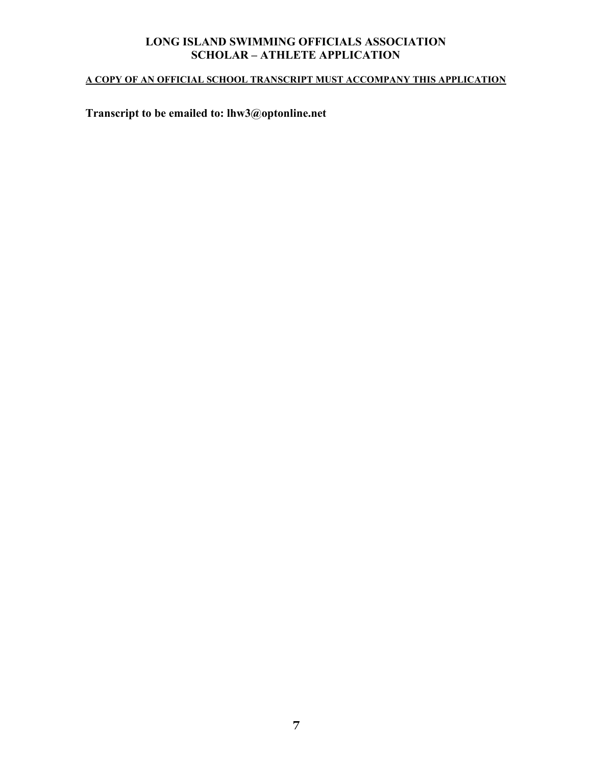# LONG ISLAND SWIMMING OFFICIALS ASSOCIATION
# SCHOLAR – ATHLETE APPLICATION

**A COPY OF AN OFFICIAL SCHOOL TRANSCRIPT MUST ACCOMPANY THIS APPLICATION**

**Transcript to be emailed to: lhw3@optonline.net**